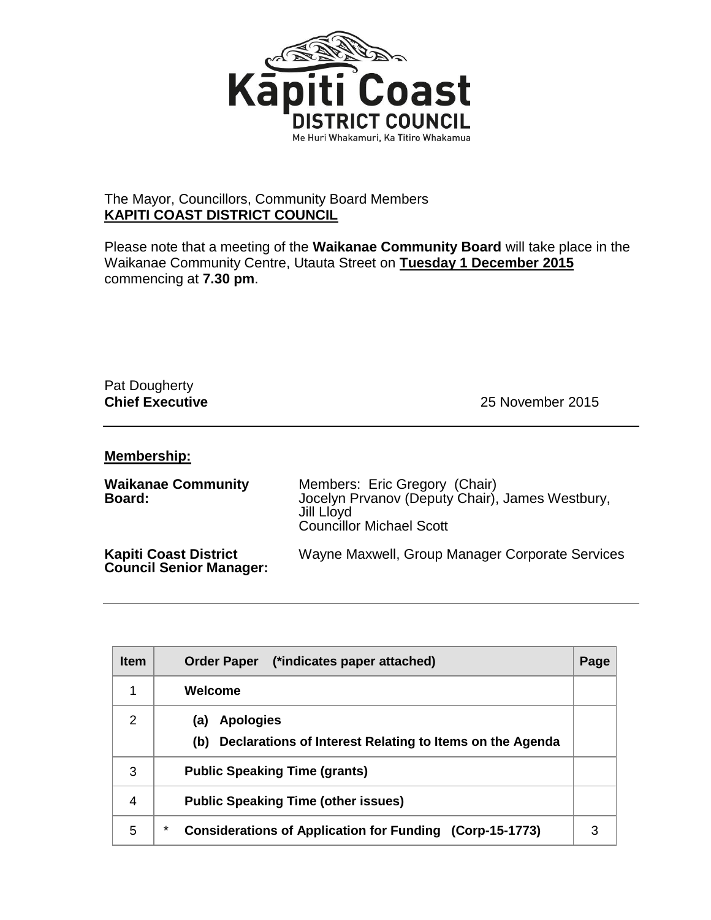Kāpiti Coast
DISTRICT COUNCIL
Me Huri Whakamuri, Ka Titiro Whakamua

The Mayor, Councillors, Community Board Members
**KAPITI COAST DISTRICT COUNCIL**

Please note that a meeting of the **Waikanae Community Board** will take place in the Waikanae Community Centre, Utauta Street on **Tuesday 1 December 2015** commencing at **7.30 pm**.

Pat Dougherty
**Chief Executive** 25 November 2015

---

**Membership:**

**Waikanae Community Board:** Members: Eric Gregory (Chair)
Jocelyn Prvanov (Deputy Chair), James Westbury, Jill Lloyd
Councillor Michael Scott

**Kapiti Coast District Council Senior Manager:** Wayne Maxwell, Group Manager Corporate Services

---

| Item | Order Paper (*indicates paper attached) | Page |
|---|---|---|
| 1 | **Welcome** | |
| 2 | **(a) Apologies**<br>**(b) Declarations of Interest Relating to Items on the Agenda** | |
| 3 | **Public Speaking Time (grants)** | |
| 4 | **Public Speaking Time (other issues)** | |
| 5 | * **Considerations of Application for Funding (Corp-15-1773)** | 3 |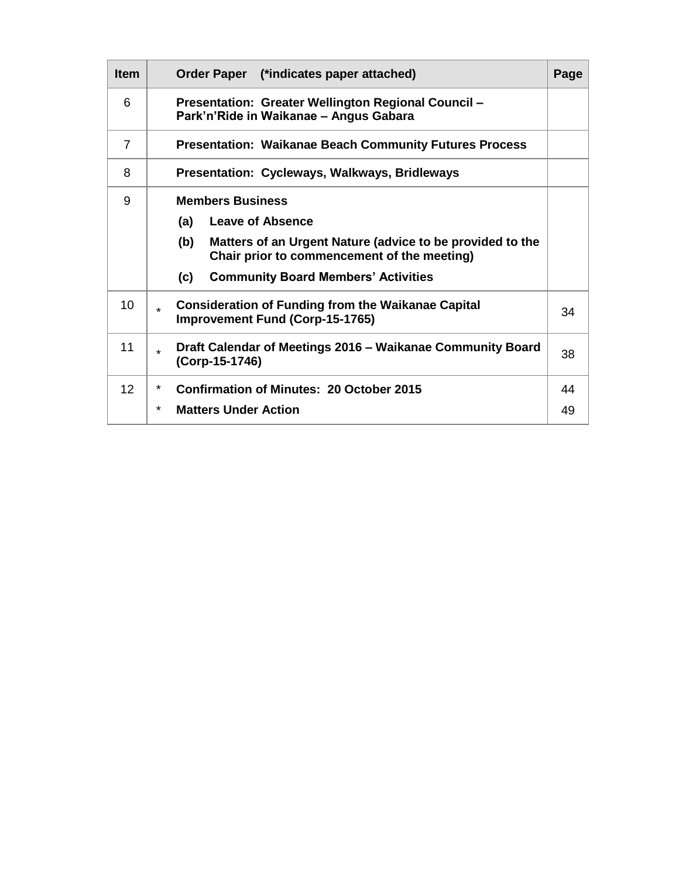| Item | | Order Paper (*indicates paper attached) | Page |
|---|---|---|---|
| 6 | | **Presentation: Greater Wellington Regional Council – Park'n'Ride in Waikanae – Angus Gabara** | |
| 7 | | **Presentation: Waikanae Beach Community Futures Process** | |
| 8 | | **Presentation: Cycleways, Walkways, Bridleways** | |
| 9 | | **Members Business**<br>**(a) Leave of Absence**<br>**(b) Matters of an Urgent Nature (advice to be provided to the Chair prior to commencement of the meeting)**<br>**(c) Community Board Members' Activities** | |
| 10 | * | **Consideration of Funding from the Waikanae Capital Improvement Fund (Corp-15-1765)** | 34 |
| 11 | * | **Draft Calendar of Meetings 2016 – Waikanae Community Board (Corp-15-1746)** | 38 |
| 12 | *<br>* | **Confirmation of Minutes: 20 October 2015**<br>**Matters Under Action** | 44<br>49 |